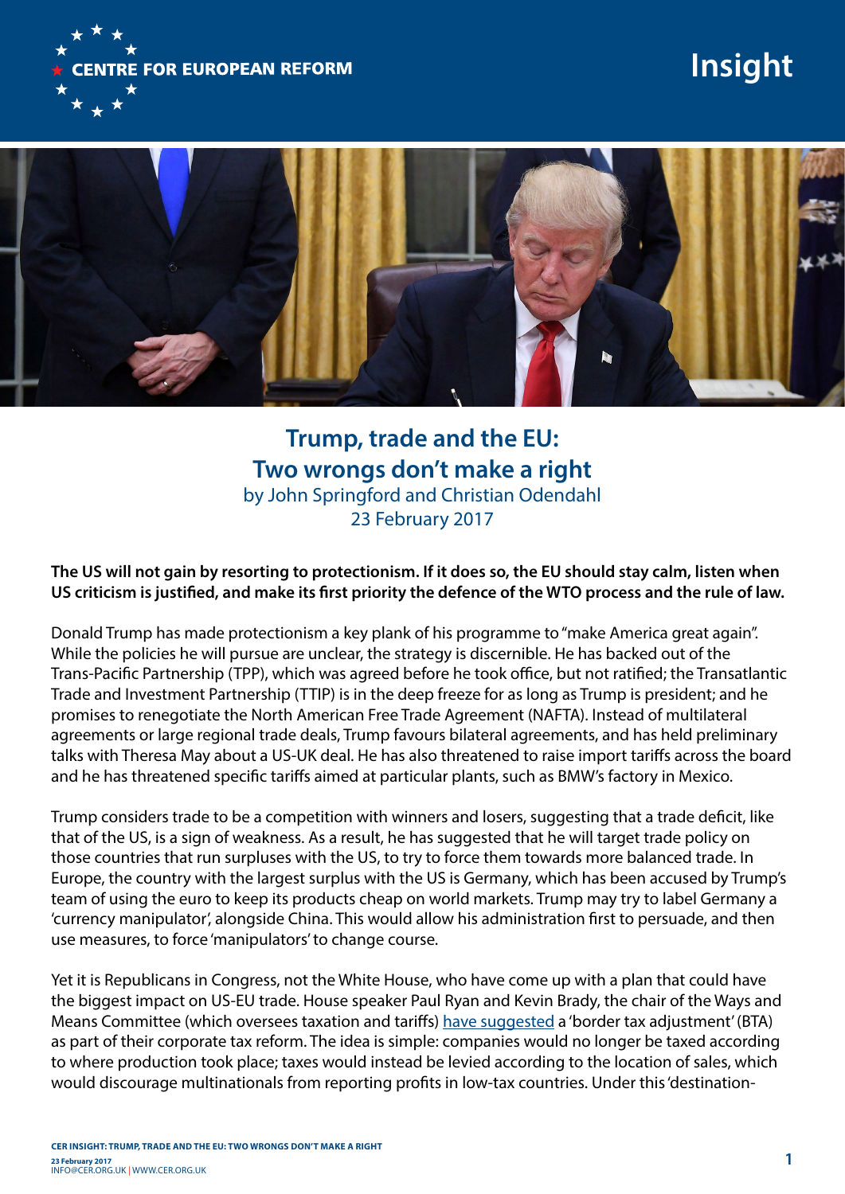CENTRE FOR EUROPEAN REFORM

Insight

# Trump, trade and the EU: Two wrongs don't make a right

by John Springford and Christian Odendahl
23 February 2017

**The US will not gain by resorting to protectionism. If it does so, the EU should stay calm, listen when US criticism is justified, and make its first priority the defence of the WTO process and the rule of law.**

Donald Trump has made protectionism a key plank of his programme to "make America great again". While the policies he will pursue are unclear, the strategy is discernible. He has backed out of the Trans-Pacific Partnership (TPP), which was agreed before he took office, but not ratified; the Transatlantic Trade and Investment Partnership (TTIP) is in the deep freeze for as long as Trump is president; and he promises to renegotiate the North American Free Trade Agreement (NAFTA). Instead of multilateral agreements or large regional trade deals, Trump favours bilateral agreements, and has held preliminary talks with Theresa May about a US-UK deal. He has also threatened to raise import tariffs across the board and he has threatened specific tariffs aimed at particular plants, such as BMW's factory in Mexico.

Trump considers trade to be a competition with winners and losers, suggesting that a trade deficit, like that of the US, is a sign of weakness. As a result, he has suggested that he will target trade policy on those countries that run surpluses with the US, to try to force them towards more balanced trade. In Europe, the country with the largest surplus with the US is Germany, which has been accused by Trump's team of using the euro to keep its products cheap on world markets. Trump may try to label Germany a 'currency manipulator', alongside China. This would allow his administration first to persuade, and then use measures, to force 'manipulators' to change course.

Yet it is Republicans in Congress, not the White House, who have come up with a plan that could have the biggest impact on US-EU trade. House speaker Paul Ryan and Kevin Brady, the chair of the Ways and Means Committee (which oversees taxation and tariffs) have suggested a 'border tax adjustment' (BTA) as part of their corporate tax reform. The idea is simple: companies would no longer be taxed according to where production took place; taxes would instead be levied according to the location of sales, which would discourage multinationals from reporting profits in low-tax countries. Under this 'destination-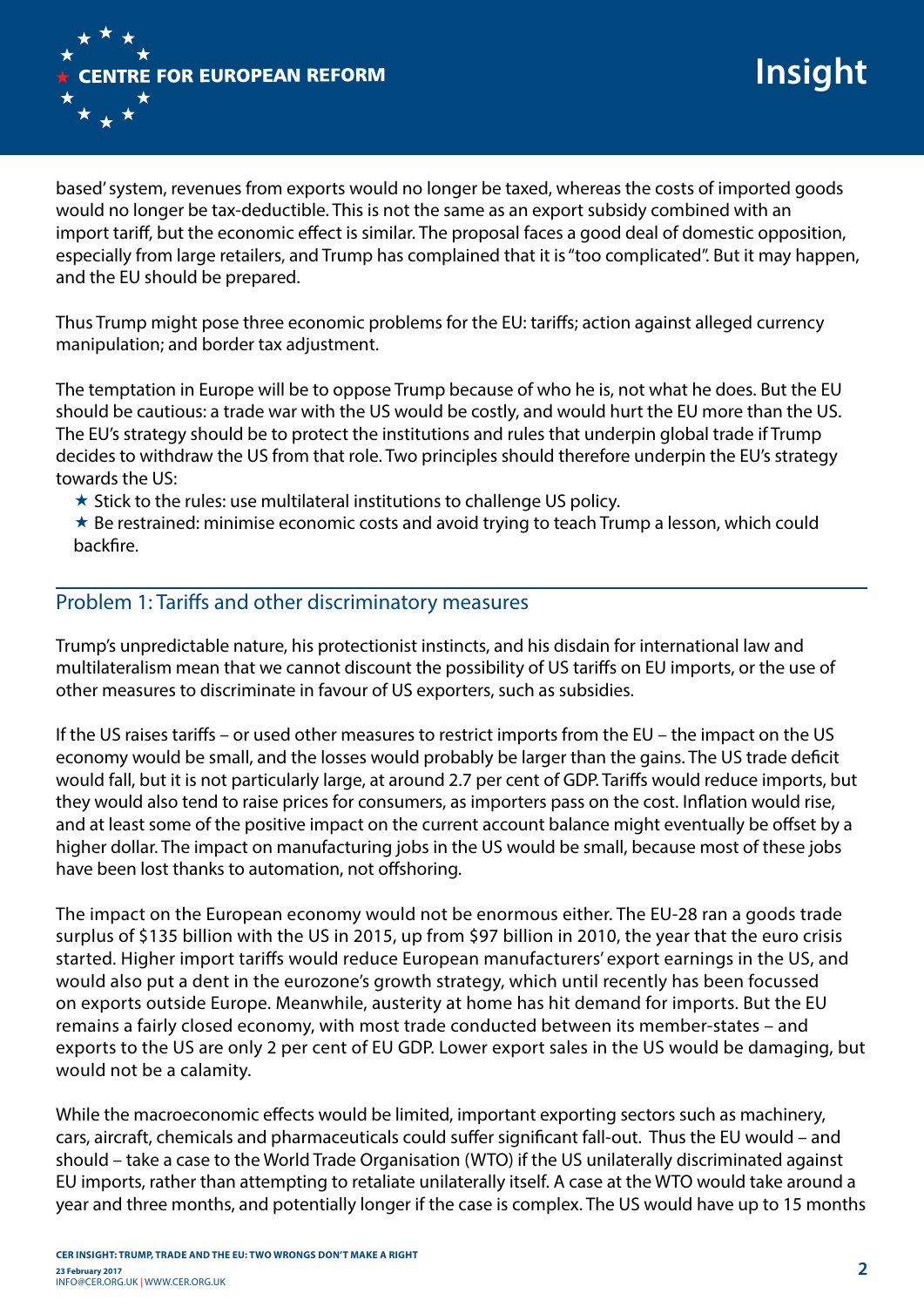based' system, revenues from exports would no longer be taxed, whereas the costs of imported goods would no longer be tax-deductible. This is not the same as an export subsidy combined with an import tariff, but the economic effect is similar. The proposal faces a good deal of domestic opposition, especially from large retailers, and Trump has complained that it is "too complicated". But it may happen, and the EU should be prepared.

Thus Trump might pose three economic problems for the EU: tariffs; action against alleged currency manipulation; and border tax adjustment.

The temptation in Europe will be to oppose Trump because of who he is, not what he does. But the EU should be cautious: a trade war with the US would be costly, and would hurt the EU more than the US. The EU's strategy should be to protect the institutions and rules that underpin global trade if Trump decides to withdraw the US from that role. Two principles should therefore underpin the EU's strategy towards the US:

- Stick to the rules: use multilateral institutions to challenge US policy.
- Be restrained: minimise economic costs and avoid trying to teach Trump a lesson, which could backfire.

## Problem 1: Tariffs and other discriminatory measures

Trump's unpredictable nature, his protectionist instincts, and his disdain for international law and multilateralism mean that we cannot discount the possibility of US tariffs on EU imports, or the use of other measures to discriminate in favour of US exporters, such as subsidies.

If the US raises tariffs – or used other measures to restrict imports from the EU – the impact on the US economy would be small, and the losses would probably be larger than the gains. The US trade deficit would fall, but it is not particularly large, at around 2.7 per cent of GDP. Tariffs would reduce imports, but they would also tend to raise prices for consumers, as importers pass on the cost. Inflation would rise, and at least some of the positive impact on the current account balance might eventually be offset by a higher dollar. The impact on manufacturing jobs in the US would be small, because most of these jobs have been lost thanks to automation, not offshoring.

The impact on the European economy would not be enormous either. The EU-28 ran a goods trade surplus of $135 billion with the US in 2015, up from $97 billion in 2010, the year that the euro crisis started. Higher import tariffs would reduce European manufacturers' export earnings in the US, and would also put a dent in the eurozone's growth strategy, which until recently has been focussed on exports outside Europe. Meanwhile, austerity at home has hit demand for imports. But the EU remains a fairly closed economy, with most trade conducted between its member-states – and exports to the US are only 2 per cent of EU GDP. Lower export sales in the US would be damaging, but would not be a calamity.

While the macroeconomic effects would be limited, important exporting sectors such as machinery, cars, aircraft, chemicals and pharmaceuticals could suffer significant fall-out. Thus the EU would – and should – take a case to the World Trade Organisation (WTO) if the US unilaterally discriminated against EU imports, rather than attempting to retaliate unilaterally itself. A case at the WTO would take around a year and three months, and potentially longer if the case is complex. The US would have up to 15 months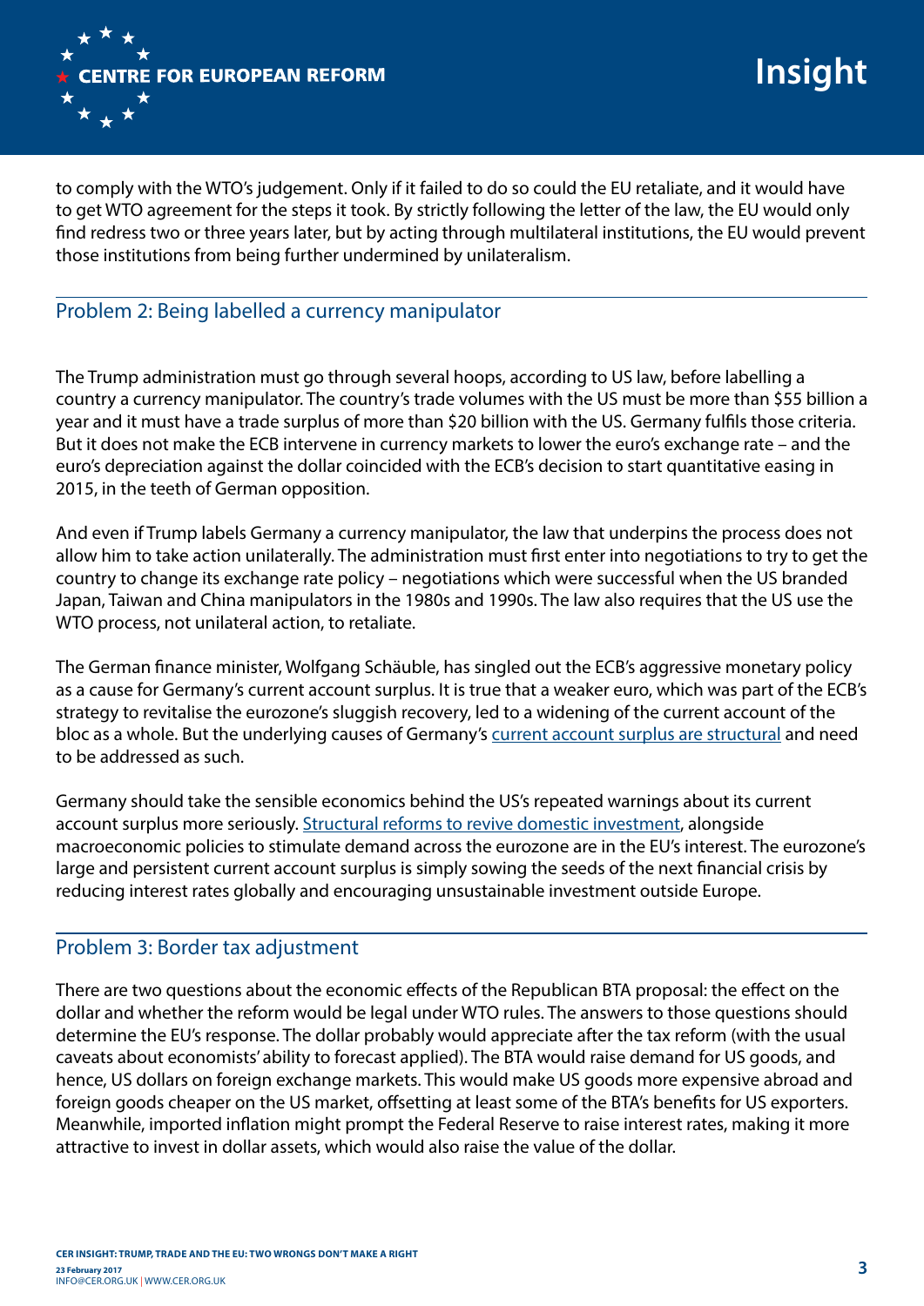to comply with the WTO's judgement. Only if it failed to do so could the EU retaliate, and it would have to get WTO agreement for the steps it took. By strictly following the letter of the law, the EU would only find redress two or three years later, but by acting through multilateral institutions, the EU would prevent those institutions from being further undermined by unilateralism.

## Problem 2: Being labelled a currency manipulator

The Trump administration must go through several hoops, according to US law, before labelling a country a currency manipulator. The country's trade volumes with the US must be more than $55 billion a year and it must have a trade surplus of more than $20 billion with the US. Germany fulfils those criteria. But it does not make the ECB intervene in currency markets to lower the euro's exchange rate – and the euro's depreciation against the dollar coincided with the ECB's decision to start quantitative easing in 2015, in the teeth of German opposition.

And even if Trump labels Germany a currency manipulator, the law that underpins the process does not allow him to take action unilaterally. The administration must first enter into negotiations to try to get the country to change its exchange rate policy – negotiations which were successful when the US branded Japan, Taiwan and China manipulators in the 1980s and 1990s. The law also requires that the US use the WTO process, not unilateral action, to retaliate.

The German finance minister, Wolfgang Schäuble, has singled out the ECB's aggressive monetary policy as a cause for Germany's current account surplus. It is true that a weaker euro, which was part of the ECB's strategy to revitalise the eurozone's sluggish recovery, led to a widening of the current account of the bloc as a whole. But the underlying causes of Germany's current account surplus are structural and need to be addressed as such.

Germany should take the sensible economics behind the US's repeated warnings about its current account surplus more seriously. Structural reforms to revive domestic investment, alongside macroeconomic policies to stimulate demand across the eurozone are in the EU's interest. The eurozone's large and persistent current account surplus is simply sowing the seeds of the next financial crisis by reducing interest rates globally and encouraging unsustainable investment outside Europe.

## Problem 3: Border tax adjustment

There are two questions about the economic effects of the Republican BTA proposal: the effect on the dollar and whether the reform would be legal under WTO rules. The answers to those questions should determine the EU's response. The dollar probably would appreciate after the tax reform (with the usual caveats about economists' ability to forecast applied). The BTA would raise demand for US goods, and hence, US dollars on foreign exchange markets. This would make US goods more expensive abroad and foreign goods cheaper on the US market, offsetting at least some of the BTA's benefits for US exporters. Meanwhile, imported inflation might prompt the Federal Reserve to raise interest rates, making it more attractive to invest in dollar assets, which would also raise the value of the dollar.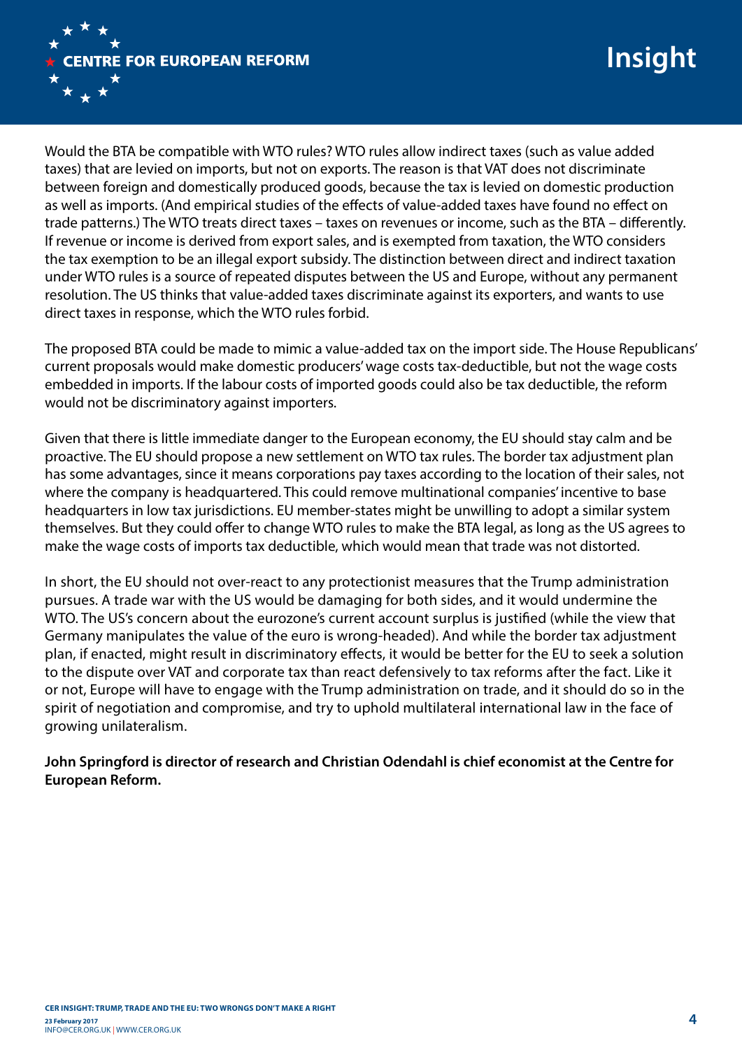Would the BTA be compatible with WTO rules? WTO rules allow indirect taxes (such as value added taxes) that are levied on imports, but not on exports. The reason is that VAT does not discriminate between foreign and domestically produced goods, because the tax is levied on domestic production as well as imports. (And empirical studies of the effects of value-added taxes have found no effect on trade patterns.) The WTO treats direct taxes – taxes on revenues or income, such as the BTA – differently. If revenue or income is derived from export sales, and is exempted from taxation, the WTO considers the tax exemption to be an illegal export subsidy. The distinction between direct and indirect taxation under WTO rules is a source of repeated disputes between the US and Europe, without any permanent resolution. The US thinks that value-added taxes discriminate against its exporters, and wants to use direct taxes in response, which the WTO rules forbid.

The proposed BTA could be made to mimic a value-added tax on the import side. The House Republicans' current proposals would make domestic producers' wage costs tax-deductible, but not the wage costs embedded in imports. If the labour costs of imported goods could also be tax deductible, the reform would not be discriminatory against importers.

Given that there is little immediate danger to the European economy, the EU should stay calm and be proactive. The EU should propose a new settlement on WTO tax rules. The border tax adjustment plan has some advantages, since it means corporations pay taxes according to the location of their sales, not where the company is headquartered. This could remove multinational companies' incentive to base headquarters in low tax jurisdictions. EU member-states might be unwilling to adopt a similar system themselves. But they could offer to change WTO rules to make the BTA legal, as long as the US agrees to make the wage costs of imports tax deductible, which would mean that trade was not distorted.

In short, the EU should not over-react to any protectionist measures that the Trump administration pursues. A trade war with the US would be damaging for both sides, and it would undermine the WTO. The US's concern about the eurozone's current account surplus is justified (while the view that Germany manipulates the value of the euro is wrong-headed). And while the border tax adjustment plan, if enacted, might result in discriminatory effects, it would be better for the EU to seek a solution to the dispute over VAT and corporate tax than react defensively to tax reforms after the fact. Like it or not, Europe will have to engage with the Trump administration on trade, and it should do so in the spirit of negotiation and compromise, and try to uphold multilateral international law in the face of growing unilateralism.

**John Springford is director of research and Christian Odendahl is chief economist at the Centre for European Reform.**